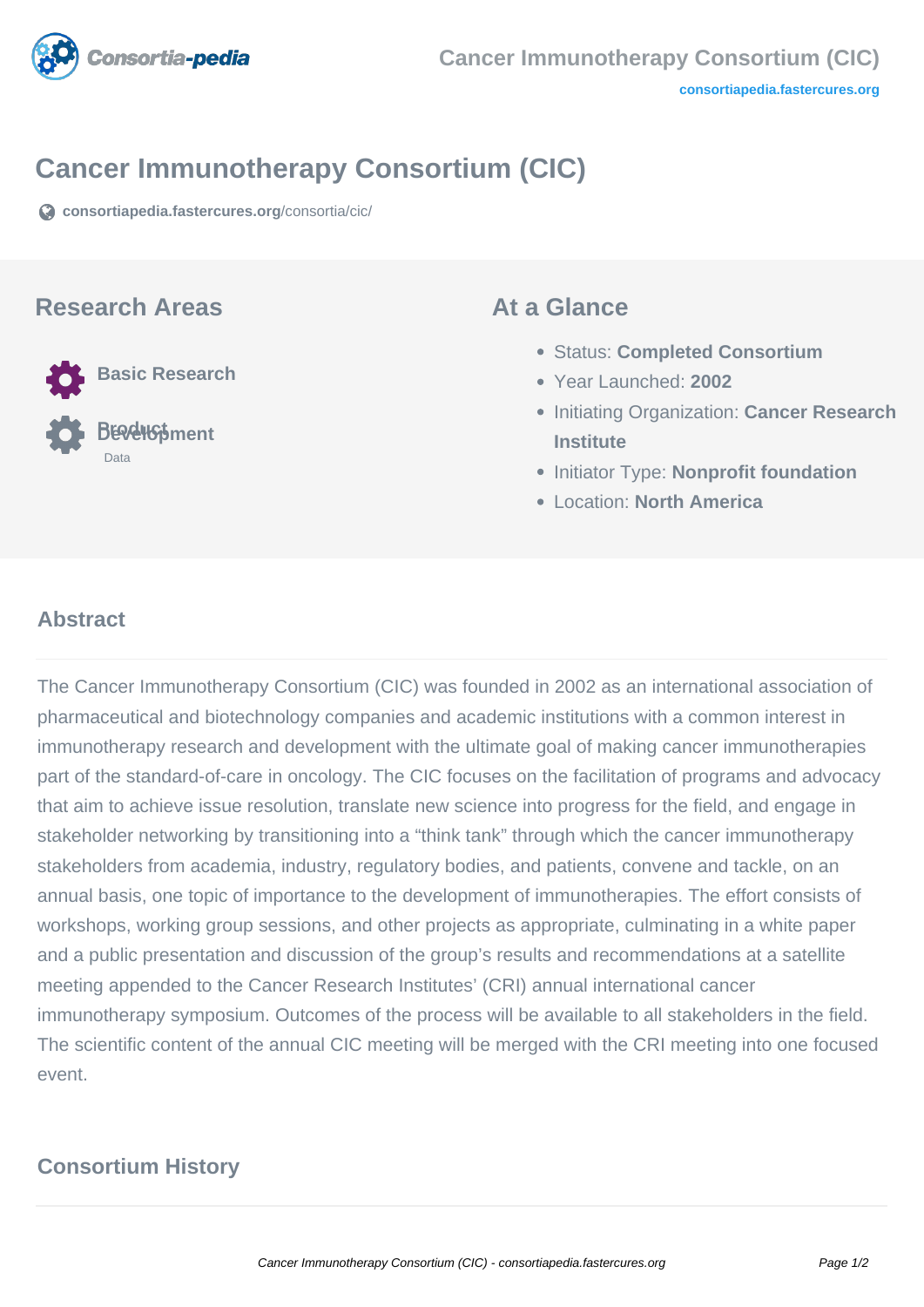# Cancer Immunotherapy Consortium (CIC)

consortiapedia.fastercures.org/consortia/cic/

## Research Areas

- Basic Research
- Product Development
- Data

## At a Glance

- Status: **Completed Consortium**
- Year Launched: **2002**
- Initiating Organization: **Cancer Research Institute**
- Initiator Type: **Nonprofit foundation**
- Location: **North America**

## Abstract

The Cancer Immunotherapy Consortium (CIC) was founded in 2002 as an international association of pharmaceutical and biotechnology companies and academic institutions with a common interest in immunotherapy research and development with the ultimate goal of making cancer immunotherapies part of the standard-of-care in oncology. The CIC focuses on the facilitation of programs and advocacy that aim to achieve issue resolution, translate new science into progress for the field, and engage in stakeholder networking by transitioning into a "think tank" through which the cancer immunotherapy stakeholders from academia, industry, regulatory bodies, and patients, convene and tackle, on an annual basis, one topic of importance to the development of immunotherapies. The effort consists of workshops, working group sessions, and other projects as appropriate, culminating in a white paper and a public presentation and discussion of the group's results and recommendations at a satellite meeting appended to the Cancer Research Institutes' (CRI) annual international cancer immunotherapy symposium. Outcomes of the process will be available to all stakeholders in the field. The scientific content of the annual CIC meeting will be merged with the CRI meeting into one focused event.

## Consortium History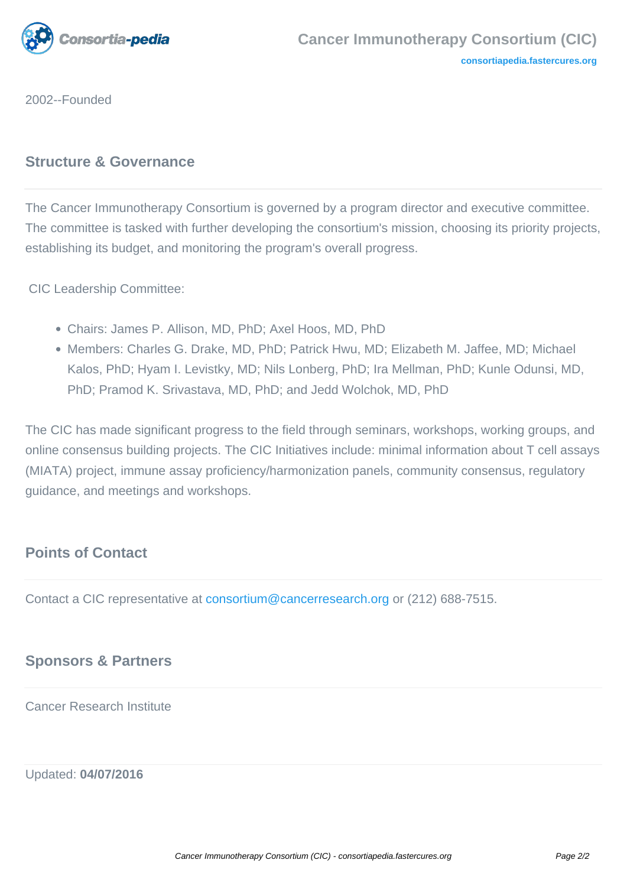2002--Founded

## Structure & Governance

The Cancer Immunotherapy Consortium is governed by a program director and executive committee. The committee is tasked with further developing the consortium's mission, choosing its priority projects, establishing its budget, and monitoring the program's overall progress.

CIC Leadership Committee:

- Chairs: James P. Allison, MD, PhD; Axel Hoos, MD, PhD
- Members: Charles G. Drake, MD, PhD; Patrick Hwu, MD; Elizabeth M. Jaffee, MD; Michael Kalos, PhD; Hyam I. Levistky, MD; Nils Lonberg, PhD; Ira Mellman, PhD; Kunle Odunsi, MD, PhD; Pramod K. Srivastava, MD, PhD; and Jedd Wolchok, MD, PhD

The CIC has made significant progress to the field through seminars, workshops, working groups, and online consensus building projects. The CIC Initiatives include: minimal information about T cell assays (MIATA) project, immune assay proficiency/harmonization panels, community consensus, regulatory guidance, and meetings and workshops.

## Points of Contact

Contact a CIC representative at consortium@cancerresearch.org or (212) 688-7515.

## Sponsors & Partners

Cancer Research Institute

Updated: **04/07/2016**